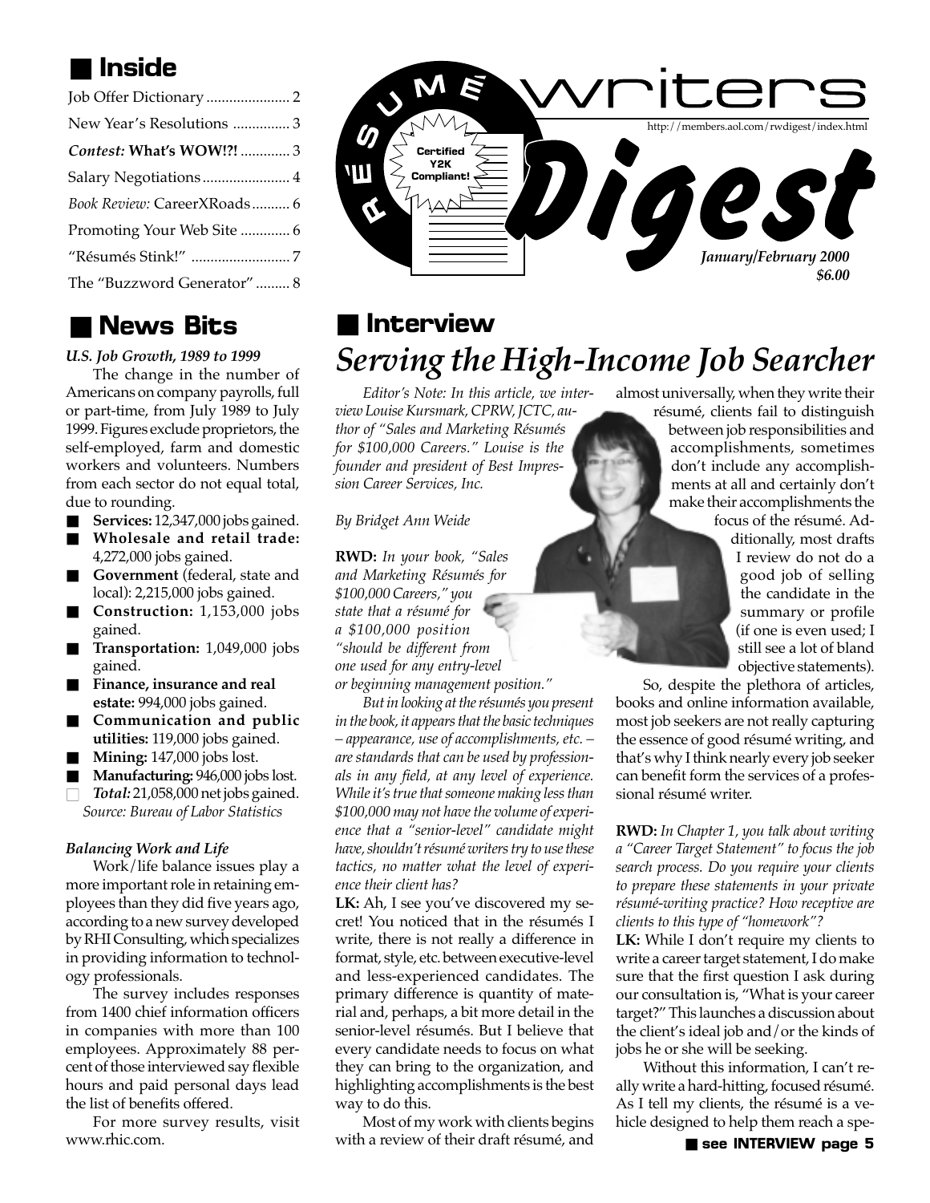# Résumé Writers Digest

http://members.aol.com/rwdigest/index.html

Certified Y2K Compliant!

*January/February 2000*
*$6.00*

## Inside

| | |
|---|---|
| Job Offer Dictionary | 2 |
| New Year's Resolutions | 3 |
| *Contest:* **What's WOW!?!** | 3 |
| Salary Negotiations | 4 |
| *Book Review:* CareerXRoads | 6 |
| Promoting Your Web Site | 6 |
| "Résumés Stink!" | 7 |
| The "Buzzword Generator" | 8 |

## News Bits

***U.S. Job Growth, 1989 to 1999***

The change in the number of Americans on company payrolls, full or part-time, from July 1989 to July 1999. Figures exclude proprietors, the self-employed, farm and domestic workers and volunteers. Numbers from each sector do not equal total, due to rounding.

- **Services:** 12,347,000 jobs gained.
- **Wholesale and retail trade:** 4,272,000 jobs gained.
- **Government** (federal, state and local): 2,215,000 jobs gained.
- **Construction:** 1,153,000 jobs gained.
- **Transportation:** 1,049,000 jobs gained.
- **Finance, insurance and real estate:** 994,000 jobs gained.
- **Communication and public utilities:** 119,000 jobs gained.
- **Mining:** 147,000 jobs lost.
- **Manufacturing:** 946,000 jobs lost.
- ***Total:*** 21,058,000 net jobs gained.

*Source: Bureau of Labor Statistics*

***Balancing Work and Life***

Work/life balance issues play a more important role in retaining employees than they did five years ago, according to a new survey developed by RHI Consulting, which specializes in providing information to technology professionals.

The survey includes responses from 1400 chief information officers in companies with more than 100 employees. Approximately 88 percent of those interviewed say flexible hours and paid personal days lead the list of benefits offered.

For more survey results, visit www.rhic.com.

## Interview

# *Serving the High-Income Job Searcher*

*Editor's Note: In this article, we interview Louise Kursmark, CPRW, JCTC, author of "Sales and Marketing Résumés for $100,000 Careers." Louise is the founder and president of Best Impression Career Services, Inc.*

*By Bridget Ann Weide*

**RWD:** *In your book, "Sales and Marketing Résumés for $100,000 Careers," you state that a résumé for a $100,000 position "should be different from one used for any entry-level or beginning management position."*

*But in looking at the résumés you present in the book, it appears that the basic techniques – appearance, use of accomplishments, etc. – are standards that can be used by professionals in any field, at any level of experience. While it's true that someone making less than $100,000 may not have the volume of experience that a "senior-level" candidate might have, shouldn't résumé writers try to use these tactics, no matter what the level of experience their client has?*

**LK:** Ah, I see you've discovered my secret! You noticed that in the résumés I write, there is not really a difference in format, style, etc. between executive-level and less-experienced candidates. The primary difference is quantity of material and, perhaps, a bit more detail in the senior-level résumés. But I believe that every candidate needs to focus on what they can bring to the organization, and highlighting accomplishments is the best way to do this.

Most of my work with clients begins with a review of their draft résumé, and almost universally, when they write their résumé, clients fail to distinguish between job responsibilities and accomplishments, sometimes don't include any accomplishments at all and certainly don't make their accomplishments the focus of the résumé. Additionally, most drafts I review do not do a good job of selling the candidate in the summary or profile (if one is even used; I still see a lot of bland objective statements).

So, despite the plethora of articles, books and online information available, most job seekers are not really capturing the essence of good résumé writing, and that's why I think nearly every job seeker can benefit form the services of a professional résumé writer.

**RWD:** *In Chapter 1, you talk about writing a "Career Target Statement" to focus the job search process. Do you require your clients to prepare these statements in your private résumé-writing practice? How receptive are clients to this type of "homework"?*

**LK:** While I don't require my clients to write a career target statement, I do make sure that the first question I ask during our consultation is, "What is your career target?" This launches a discussion about the client's ideal job and/or the kinds of jobs he or she will be seeking.

Without this information, I can't really write a hard-hitting, focused résumé. As I tell my clients, the résumé is a vehicle designed to help them reach a spe-

**see INTERVIEW page 5**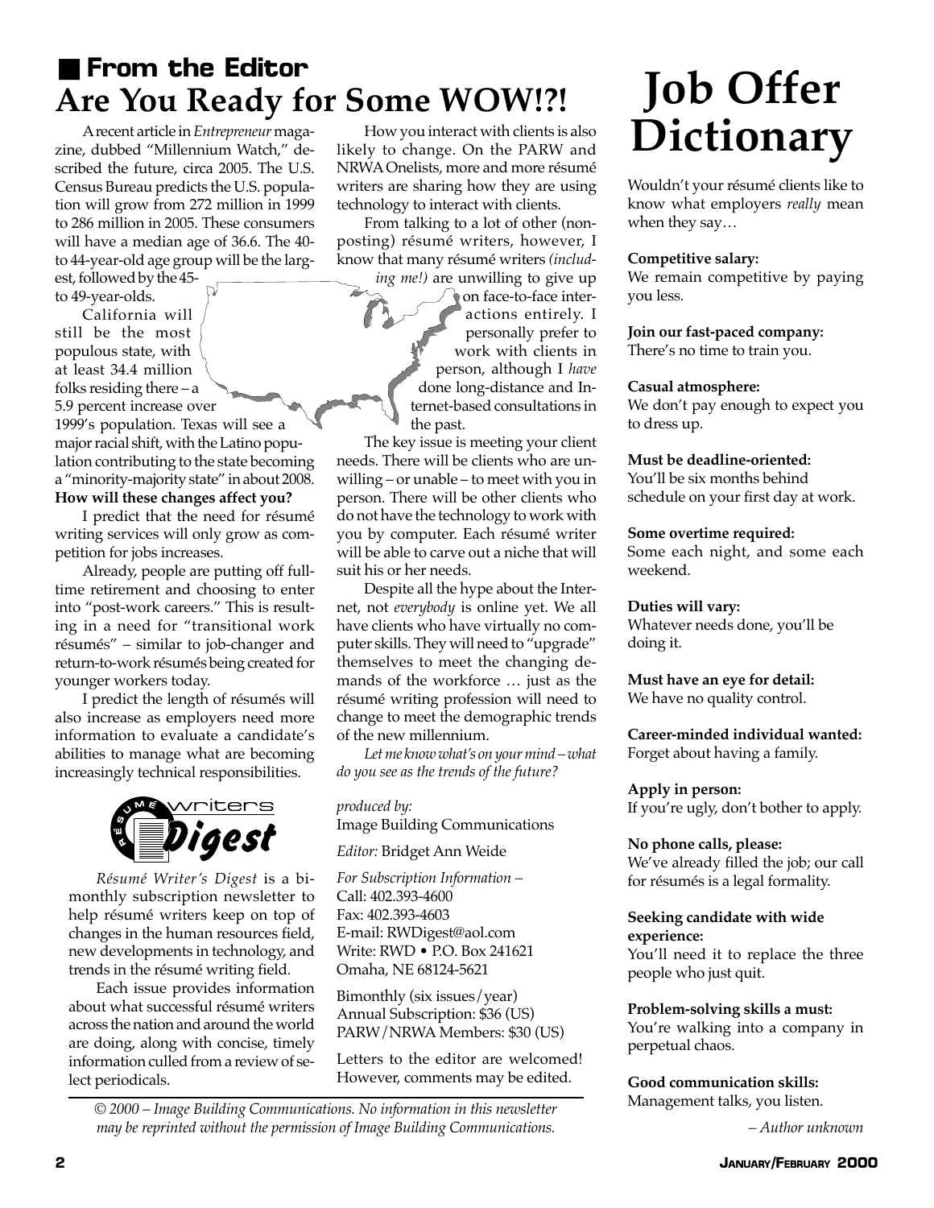## From the Editor

# Are You Ready for Some WOW!?!

A recent article in *Entrepreneur* magazine, dubbed "Millennium Watch," described the future, circa 2005. The U.S. Census Bureau predicts the U.S. population will grow from 272 million in 1999 to 286 million in 2005. These consumers will have a median age of 36.6. The 40- to 44-year-old age group will be the largest, followed by the 45- to 49-year-olds.

California will still be the most populous state, with at least 34.4 million folks residing there – a 5.9 percent increase over 1999's population. Texas will see a major racial shift, with the Latino population contributing to the state becoming a "minority-majority state" in about 2008. **How will these changes affect you?**

I predict that the need for résumé writing services will only grow as competition for jobs increases.

Already, people are putting off full-time retirement and choosing to enter into "post-work careers." This is resulting in a need for "transitional work résumés" – similar to job-changer and return-to-work résumés being created for younger workers today.

I predict the length of résumés will also increase as employers need more information to evaluate a candidate's abilities to manage what are becoming increasingly technical responsibilities.

How you interact with clients is also likely to change. On the PARW and NRWA Onelists, more and more résumé writers are sharing how they are using technology to interact with clients.

From talking to a lot of other (non-posting) résumé writers, however, I know that many résumé writers *(including me!)* are unwilling to give up on face-to-face interactions entirely. I personally prefer to work with clients in person, although I *have* done long-distance and Internet-based consultations in the past.

The key issue is meeting your client needs. There will be clients who are unwilling – or unable – to meet with you in person. There will be other clients who do not have the technology to work with you by computer. Each résumé writer will be able to carve out a niche that will suit his or her needs.

Despite all the hype about the Internet, not *everybody* is online yet. We all have clients who have virtually no computer skills. They will need to "upgrade" themselves to meet the changing demands of the workforce … just as the résumé writing profession will need to change to meet the demographic trends of the new millennium.

*Let me know what's on your mind – what do you see as the trends of the future?*

Résumé Writers Digest

*Résumé Writer's Digest* is a bimonthly subscription newsletter to help résumé writers keep on top of changes in the human resources field, new developments in technology, and trends in the résumé writing field.

Each issue provides information about what successful résumé writers across the nation and around the world are doing, along with concise, timely information culled from a review of select periodicals.

*produced by:*
Image Building Communications

*Editor:* Bridget Ann Weide

*For Subscription Information –*
Call: 402.393-4600
Fax: 402.393-4603
E-mail: RWDigest@aol.com
Write: RWD • P.O. Box 241621
Omaha, NE 68124-5621

Bimonthly (six issues/year)
Annual Subscription: $36 (US)
PARW/NRWA Members: $30 (US)

Letters to the editor are welcomed! However, comments may be edited.

*© 2000 – Image Building Communications. No information in this newsletter may be reprinted without the permission of Image Building Communications.*

# Job Offer Dictionary

Wouldn't your résumé clients like to know what employers *really* mean when they say…

**Competitive salary:**
We remain competitive by paying you less.

**Join our fast-paced company:**
There's no time to train you.

**Casual atmosphere:**
We don't pay enough to expect you to dress up.

**Must be deadline-oriented:**
You'll be six months behind schedule on your first day at work.

**Some overtime required:**
Some each night, and some each weekend.

**Duties will vary:**
Whatever needs done, you'll be doing it.

**Must have an eye for detail:**
We have no quality control.

**Career-minded individual wanted:**
Forget about having a family.

**Apply in person:**
If you're ugly, don't bother to apply.

**No phone calls, please:**
We've already filled the job; our call for résumés is a legal formality.

**Seeking candidate with wide experience:**
You'll need it to replace the three people who just quit.

**Problem-solving skills a must:**
You're walking into a company in perpetual chaos.

**Good communication skills:**
Management talks, you listen.

*– Author unknown*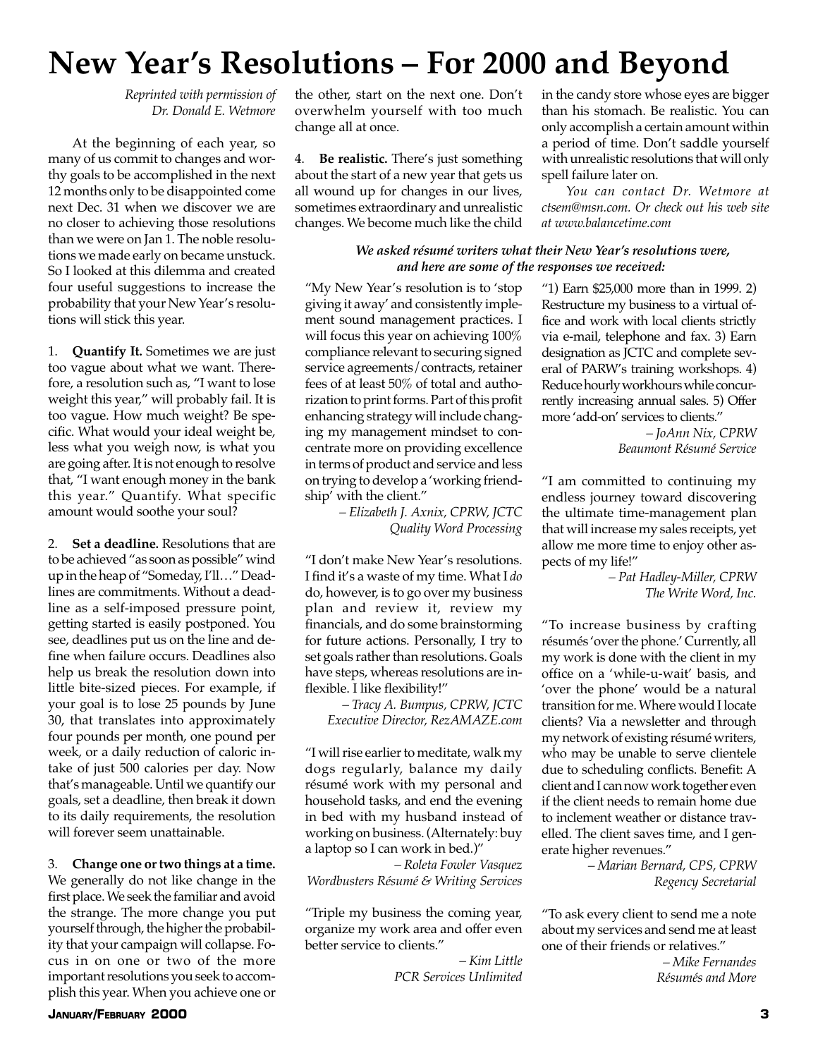# New Year's Resolutions – For 2000 and Beyond

*Reprinted with permission of Dr. Donald E. Wetmore*

At the beginning of each year, so many of us commit to changes and worthy goals to be accomplished in the next 12 months only to be disappointed come next Dec. 31 when we discover we are no closer to achieving those resolutions than we were on Jan 1. The noble resolutions we made early on became unstuck. So I looked at this dilemma and created four useful suggestions to increase the probability that your New Year's resolutions will stick this year.

1. **Quantify It.** Sometimes we are just too vague about what we want. Therefore, a resolution such as, "I want to lose weight this year," will probably fail. It is too vague. How much weight? Be specific. What would your ideal weight be, less what you weigh now, is what you are going after. It is not enough to resolve that, "I want enough money in the bank this year." Quantify. What specific amount would soothe your soul?

2. **Set a deadline.** Resolutions that are to be achieved "as soon as possible" wind up in the heap of "Someday, I'll…" Deadlines are commitments. Without a deadline as a self-imposed pressure point, getting started is easily postponed. You see, deadlines put us on the line and define when failure occurs. Deadlines also help us break the resolution down into little bite-sized pieces. For example, if your goal is to lose 25 pounds by June 30, that translates into approximately four pounds per month, one pound per week, or a daily reduction of caloric intake of just 500 calories per day. Now that's manageable. Until we quantify our goals, set a deadline, then break it down to its daily requirements, the resolution will forever seem unattainable.

3. **Change one or two things at a time.** We generally do not like change in the first place. We seek the familiar and avoid the strange. The more change you put yourself through, the higher the probability that your campaign will collapse. Focus in on one or two of the more important resolutions you seek to accomplish this year. When you achieve one or the other, start on the next one. Don't overwhelm yourself with too much change all at once.

4. **Be realistic.** There's just something about the start of a new year that gets us all wound up for changes in our lives, sometimes extraordinary and unrealistic changes. We become much like the child in the candy store whose eyes are bigger than his stomach. Be realistic. You can only accomplish a certain amount within a period of time. Don't saddle yourself with unrealistic resolutions that will only spell failure later on.

*You can contact Dr. Wetmore at ctsem@msn.com. Or check out his web site at www.balancetime.com*

***We asked résumé writers what their New Year's resolutions were, and here are some of the responses we received:***

"My New Year's resolution is to 'stop giving it away' and consistently implement sound management practices. I will focus this year on achieving 100% compliance relevant to securing signed service agreements/contracts, retainer fees of at least 50% of total and authorization to print forms. Part of this profit enhancing strategy will include changing my management mindset to concentrate more on providing excellence in terms of product and service and less on trying to develop a 'working friendship' with the client."

*– Elizabeth J. Axnix, CPRW, JCTC*
*Quality Word Processing*

"I don't make New Year's resolutions. I find it's a waste of my time. What I *do* do, however, is to go over my business plan and review it, review my financials, and do some brainstorming for future actions. Personally, I try to set goals rather than resolutions. Goals have steps, whereas resolutions are inflexible. I like flexibility!"

*– Tracy A. Bumpus, CPRW, JCTC*
*Executive Director, RezAMAZE.com*

"I will rise earlier to meditate, walk my dogs regularly, balance my daily résumé work with my personal and household tasks, and end the evening in bed with my husband instead of working on business. (Alternately: buy a laptop so I can work in bed.)"

*– Roleta Fowler Vasquez*
*Wordbusters Résumé & Writing Services*

"Triple my business the coming year, organize my work area and offer even better service to clients."

*– Kim Little*
*PCR Services Unlimited*

"1) Earn $25,000 more than in 1999. 2) Restructure my business to a virtual office and work with local clients strictly via e-mail, telephone and fax. 3) Earn designation as JCTC and complete several of PARW's training workshops. 4) Reduce hourly workhours while concurrently increasing annual sales. 5) Offer more 'add-on' services to clients."

*– JoAnn Nix, CPRW*
*Beaumont Résumé Service*

"I am committed to continuing my endless journey toward discovering the ultimate time-management plan that will increase my sales receipts, yet allow me more time to enjoy other aspects of my life!"

*– Pat Hadley-Miller, CPRW*
*The Write Word, Inc.*

"To increase business by crafting résumés 'over the phone.' Currently, all my work is done with the client in my office on a 'while-u-wait' basis, and 'over the phone' would be a natural transition for me. Where would I locate clients? Via a newsletter and through my network of existing résumé writers, who may be unable to serve clientele due to scheduling conflicts. Benefit: A client and I can now work together even if the client needs to remain home due to inclement weather or distance travelled. The client saves time, and I generate higher revenues."

*– Marian Bernard, CPS, CPRW*
*Regency Secretarial*

"To ask every client to send me a note about my services and send me at least one of their friends or relatives."

*– Mike Fernandes*
*Résumés and More*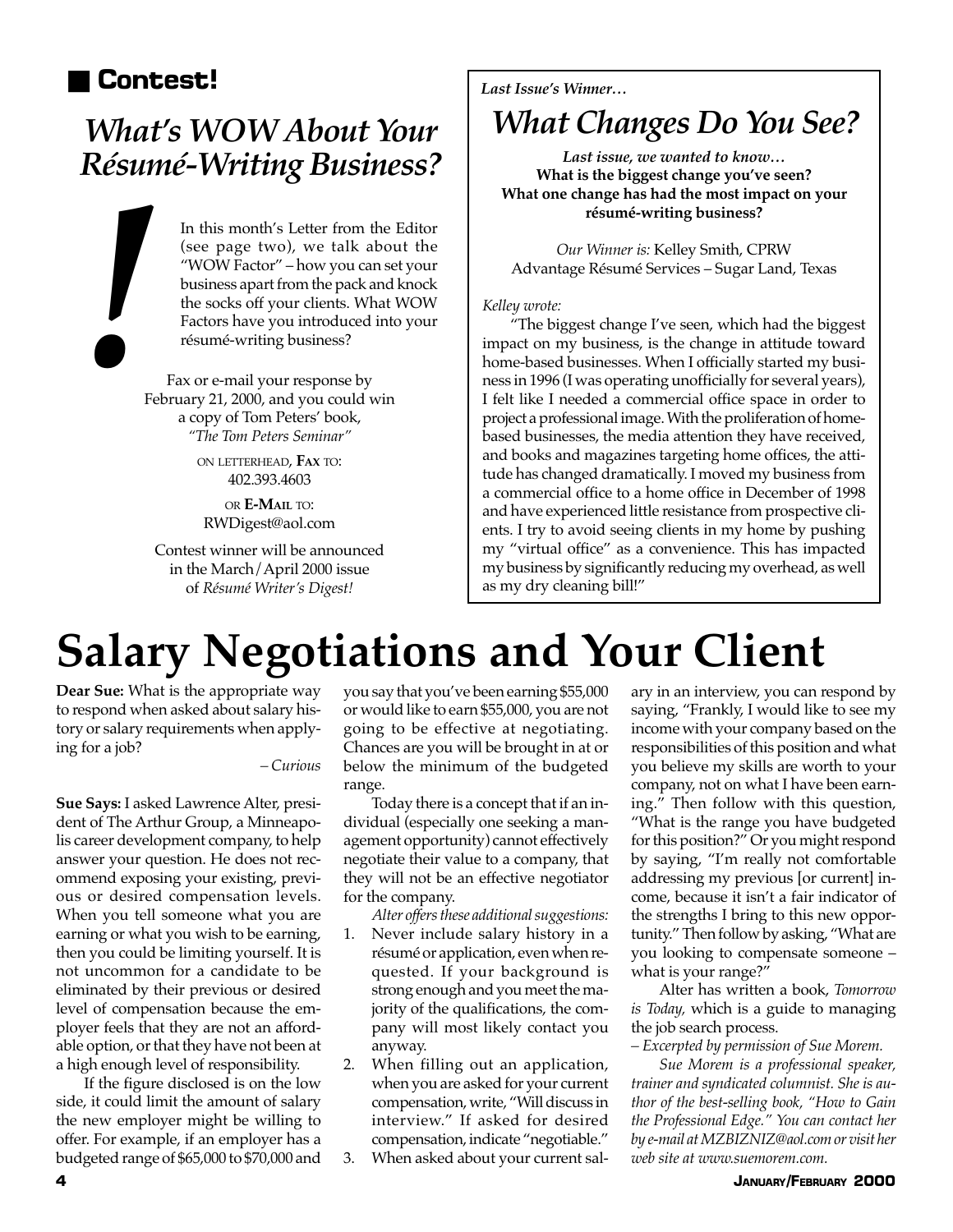## Contest!

### *What's WOW About Your Résumé-Writing Business?*

!

In this month's Letter from the Editor (see page two), we talk about the "WOW Factor" – how you can set your business apart from the pack and knock the socks off your clients. What WOW Factors have you introduced into your résumé-writing business?

Fax or e-mail your response by February 21, 2000, and you could win a copy of Tom Peters' book, *"The Tom Peters Seminar"*

ON LETTERHEAD, **FAX** TO:
402.393.4603

OR **E-MAIL** TO:
RWDigest@aol.com

Contest winner will be announced in the March/April 2000 issue of *Résumé Writer's Digest!*

***Last Issue's Winner…***

### *What Changes Do You See?*

***Last issue, we wanted to know…***
**What is the biggest change you've seen?**
**What one change has had the most impact on your résumé-writing business?**

*Our Winner is:* Kelley Smith, CPRW
Advantage Résumé Services – Sugar Land, Texas

*Kelley wrote:*

"The biggest change I've seen, which had the biggest impact on my business, is the change in attitude toward home-based businesses. When I officially started my business in 1996 (I was operating unofficially for several years), I felt like I needed a commercial office space in order to project a professional image. With the proliferation of home-based businesses, the media attention they have received, and books and magazines targeting home offices, the attitude has changed dramatically. I moved my business from a commercial office to a home office in December of 1998 and have experienced little resistance from prospective clients. I try to avoid seeing clients in my home by pushing my "virtual office" as a convenience. This has impacted my business by significantly reducing my overhead, as well as my dry cleaning bill!"

# Salary Negotiations and Your Client

**Dear Sue:** What is the appropriate way to respond when asked about salary history or salary requirements when applying for a job?

*– Curious*

**Sue Says:** I asked Lawrence Alter, president of The Arthur Group, a Minneapolis career development company, to help answer your question. He does not recommend exposing your existing, previous or desired compensation levels. When you tell someone what you are earning or what you wish to be earning, then you could be limiting yourself. It is not uncommon for a candidate to be eliminated by their previous or desired level of compensation because the employer feels that they are not an affordable option, or that they have not been at a high enough level of responsibility.

If the figure disclosed is on the low side, it could limit the amount of salary the new employer might be willing to offer. For example, if an employer has a budgeted range of $65,000 to $70,000 and you say that you've been earning $55,000 or would like to earn $55,000, you are not going to be effective at negotiating. Chances are you will be brought in at or below the minimum of the budgeted range.

Today there is a concept that if an individual (especially one seeking a management opportunity) cannot effectively negotiate their value to a company, that they will not be an effective negotiator for the company.

*Alter offers these additional suggestions:*

1. Never include salary history in a résumé or application, even when requested. If your background is strong enough and you meet the majority of the qualifications, the company will most likely contact you anyway.
2. When filling out an application, when you are asked for your current compensation, write, "Will discuss in interview." If asked for desired compensation, indicate "negotiable."
3. When asked about your current salary in an interview, you can respond by saying, "Frankly, I would like to see my income with your company based on the responsibilities of this position and what you believe my skills are worth to your company, not on what I have been earning." Then follow with this question, "What is the range you have budgeted for this position?" Or you might respond by saying, "I'm really not comfortable addressing my previous [or current] income, because it isn't a fair indicator of the strengths I bring to this new opportunity." Then follow by asking, "What are you looking to compensate someone – what is your range?"

Alter has written a book, *Tomorrow is Today,* which is a guide to managing the job search process.

*– Excerpted by permission of Sue Morem.*

*Sue Morem is a professional speaker, trainer and syndicated columnist. She is author of the best-selling book, "How to Gain the Professional Edge." You can contact her by e-mail at MZBIZNIZ@aol.com or visit her web site at www.suemorem.com.*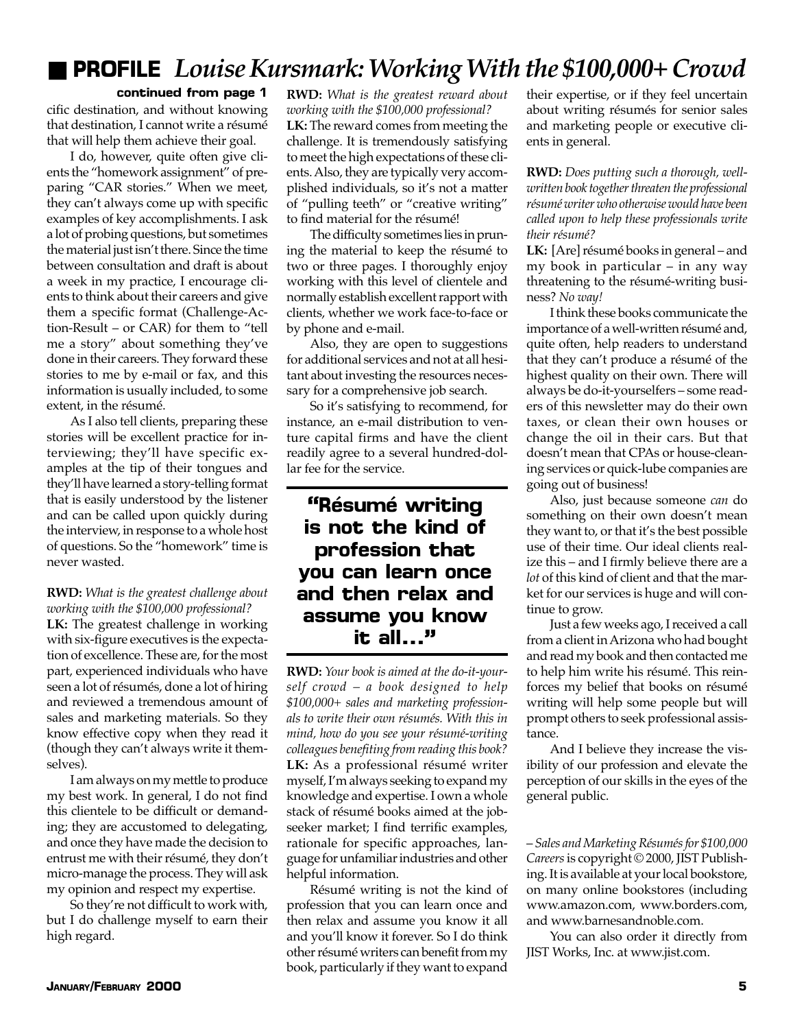## ■ PROFILE *Louise Kursmark: Working With the $100,000+ Crowd*

**continued from page 1**

cific destination, and without knowing that destination, I cannot write a résumé that will help them achieve their goal.

I do, however, quite often give clients the "homework assignment" of preparing "CAR stories." When we meet, they can't always come up with specific examples of key accomplishments. I ask a lot of probing questions, but sometimes the material just isn't there. Since the time between consultation and draft is about a week in my practice, I encourage clients to think about their careers and give them a specific format (Challenge-Action-Result – or CAR) for them to "tell me a story" about something they've done in their careers. They forward these stories to me by e-mail or fax, and this information is usually included, to some extent, in the résumé.

As I also tell clients, preparing these stories will be excellent practice for interviewing; they'll have specific examples at the tip of their tongues and they'll have learned a story-telling format that is easily understood by the listener and can be called upon quickly during the interview, in response to a whole host of questions. So the "homework" time is never wasted.

**RWD:** *What is the greatest challenge about working with the $100,000 professional?*

**LK:** The greatest challenge in working with six-figure executives is the expectation of excellence. These are, for the most part, experienced individuals who have seen a lot of résumés, done a lot of hiring and reviewed a tremendous amount of sales and marketing materials. So they know effective copy when they read it (though they can't always write it themselves).

I am always on my mettle to produce my best work. In general, I do not find this clientele to be difficult or demanding; they are accustomed to delegating, and once they have made the decision to entrust me with their résumé, they don't micro-manage the process. They will ask my opinion and respect my expertise.

So they're not difficult to work with, but I do challenge myself to earn their high regard.

**RWD:** *What is the greatest reward about working with the $100,000 professional?*

**LK:** The reward comes from meeting the challenge. It is tremendously satisfying to meet the high expectations of these clients. Also, they are typically very accomplished individuals, so it's not a matter of "pulling teeth" or "creative writing" to find material for the résumé!

The difficulty sometimes lies in pruning the material to keep the résumé to two or three pages. I thoroughly enjoy working with this level of clientele and normally establish excellent rapport with clients, whether we work face-to-face or by phone and e-mail.

Also, they are open to suggestions for additional services and not at all hesitant about investing the resources necessary for a comprehensive job search.

So it's satisfying to recommend, for instance, an e-mail distribution to venture capital firms and have the client readily agree to a several hundred-dollar fee for the service.

> **"Résumé writing is not the kind of profession that you can learn once and then relax and assume you know it all..."**

**RWD:** *Your book is aimed at the do-it-yourself crowd – a book designed to help $100,000+ sales and marketing professionals to write their own résumés. With this in mind, how do you see your résumé-writing colleagues benefiting from reading this book?*

**LK:** As a professional résumé writer myself, I'm always seeking to expand my knowledge and expertise. I own a whole stack of résumé books aimed at the job-seeker market; I find terrific examples, rationale for specific approaches, language for unfamiliar industries and other helpful information.

Résumé writing is not the kind of profession that you can learn once and then relax and assume you know it all and you'll know it forever. So I do think other résumé writers can benefit from my book, particularly if they want to expand their expertise, or if they feel uncertain about writing résumés for senior sales and marketing people or executive clients in general.

**RWD:** *Does putting such a thorough, well-written book together threaten the professional résumé writer who otherwise would have been called upon to help these professionals write their résumé?*

**LK:** [Are] résumé books in general – and my book in particular – in any way threatening to the résumé-writing business? *No way!*

I think these books communicate the importance of a well-written résumé and, quite often, help readers to understand that they can't produce a résumé of the highest quality on their own. There will always be do-it-yourselfers – some readers of this newsletter may do their own taxes, or clean their own houses or change the oil in their cars. But that doesn't mean that CPAs or house-cleaning services or quick-lube companies are going out of business!

Also, just because someone *can* do something on their own doesn't mean they want to, or that it's the best possible use of their time. Our ideal clients realize this – and I firmly believe there are a *lot* of this kind of client and that the market for our services is huge and will continue to grow.

Just a few weeks ago, I received a call from a client in Arizona who had bought and read my book and then contacted me to help him write his résumé. This reinforces my belief that books on résumé writing will help some people but will prompt others to seek professional assistance.

And I believe they increase the visibility of our profession and elevate the perception of our skills in the eyes of the general public.

*– Sales and Marketing Résumés for $100,000 Careers* is copyright © 2000, JIST Publishing. It is available at your local bookstore, on many online bookstores (including www.amazon.com, www.borders.com, and www.barnesandnoble.com.

You can also order it directly from JIST Works, Inc. at www.jist.com.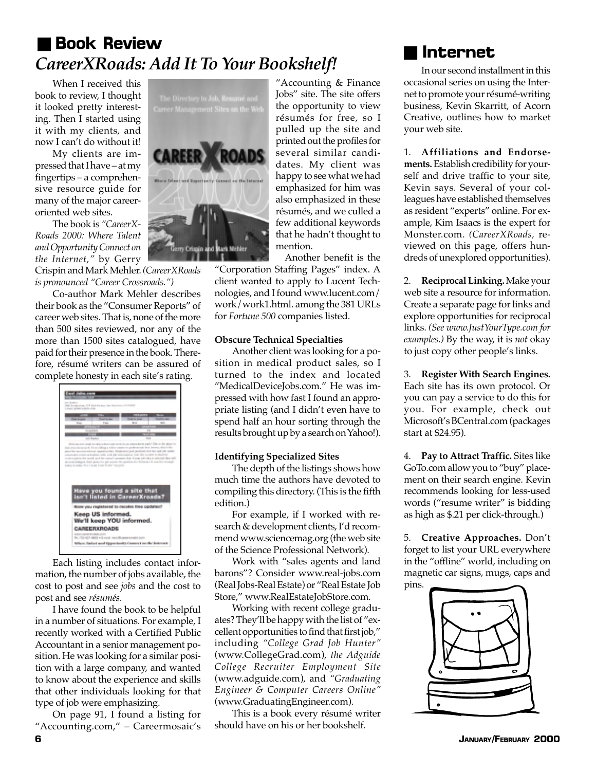## Book Review

# *CareerXRoads: Add It To Your Bookshelf!*

When I received this book to review, I thought it looked pretty interesting. Then I started using it with my clients, and now I can't do without it!

My clients are impressed that I have – at my fingertips – a comprehensive resource guide for many of the major career-oriented web sites.

The book is *"CareerX-Roads 2000: Where Talent and Opportunity Connect on the Internet,"* by Gerry Crispin and Mark Mehler. *(CareerXRoads is pronounced "Career Crossroads.")*

Co-author Mark Mehler describes their book as the "Consumer Reports" of career web sites. That is, none of the more than 500 sites reviewed, nor any of the more than 1500 sites catalogued, have paid for their presence in the book. Therefore, résumé writers can be assured of complete honesty in each site's rating.

Each listing includes contact information, the number of jobs available, the cost to post and see *jobs* and the cost to post and see *résumés*.

I have found the book to be helpful in a number of situations. For example, I recently worked with a Certified Public Accountant in a senior management position. He was looking for a similar position with a large company, and wanted to know about the experience and skills that other individuals looking for that type of job were emphasizing.

On page 91, I found a listing for "Accounting.com," – Careermosaic's "Accounting & Finance Jobs" site. The site offers the opportunity to view résumés for free, so I pulled up the site and printed out the profiles for several similar candidates. My client was happy to see what we had emphasized for him was also emphasized in these résumés, and we culled a few additional keywords that he hadn't thought to mention.

Another benefit is the "Corporation Staffing Pages" index. A client wanted to apply to Lucent Technologies, and I found www.lucent.com/work/work1.html. among the 381 URLs for *Fortune 500* companies listed.

**Obscure Technical Specialties**

Another client was looking for a position in medical product sales, so I turned to the index and located "MedicalDeviceJobs.com." He was impressed with how fast I found an appropriate listing (and I didn't even have to spend half an hour sorting through the results brought up by a search on Yahoo!).

**Identifying Specialized Sites**

The depth of the listings shows how much time the authors have devoted to compiling this directory. (This is the fifth edition.)

For example, if I worked with research & development clients, I'd recommend www.sciencemag.org (the web site of the Science Professional Network).

Work with "sales agents and land barons"? Consider www.real-jobs.com (Real Jobs-Real Estate) or "Real Estate Job Store," www.RealEstateJobStore.com.

Working with recent college graduates? They'll be happy with the list of "excellent opportunities to find that first job," including *"College Grad Job Hunter"* (www.CollegeGrad.com), *the Adguide College Recruiter Employment Site* (www.adguide.com), and *"Graduating Engineer & Computer Careers Online"* (www.GraduatingEngineer.com).

This is a book every résumé writer should have on his or her bookshelf.

## Internet

In our second installment in this occasional series on using the Internet to promote your résumé-writing business, Kevin Skarritt, of Acorn Creative, outlines how to market your web site.

1. **Affiliations and Endorsements.** Establish credibility for yourself and drive traffic to your site, Kevin says. Several of your colleagues have established themselves as resident "experts" online. For example, Kim Isaacs is the expert for Monster.com. *(CareerXRoads,* reviewed on this page, offers hundreds of unexplored opportunities).

2. **Reciprocal Linking.** Make your web site a resource for information. Create a separate page for links and explore opportunities for reciprocal links. *(See www.JustYourType.com for examples.)* By the way, it is *not* okay to just copy other people's links.

3. **Register With Search Engines.** Each site has its own protocol. Or you can pay a service to do this for you. For example, check out Microsoft's BCentral.com (packages start at $24.95).

4. **Pay to Attract Traffic.** Sites like GoTo.com allow you to "buy" placement on their search engine. Kevin recommends looking for less-used words ("resume writer" is bidding as high as $.21 per click-through.)

5. **Creative Approaches.** Don't forget to list your URL everywhere in the "offline" world, including on magnetic car signs, mugs, caps and pins.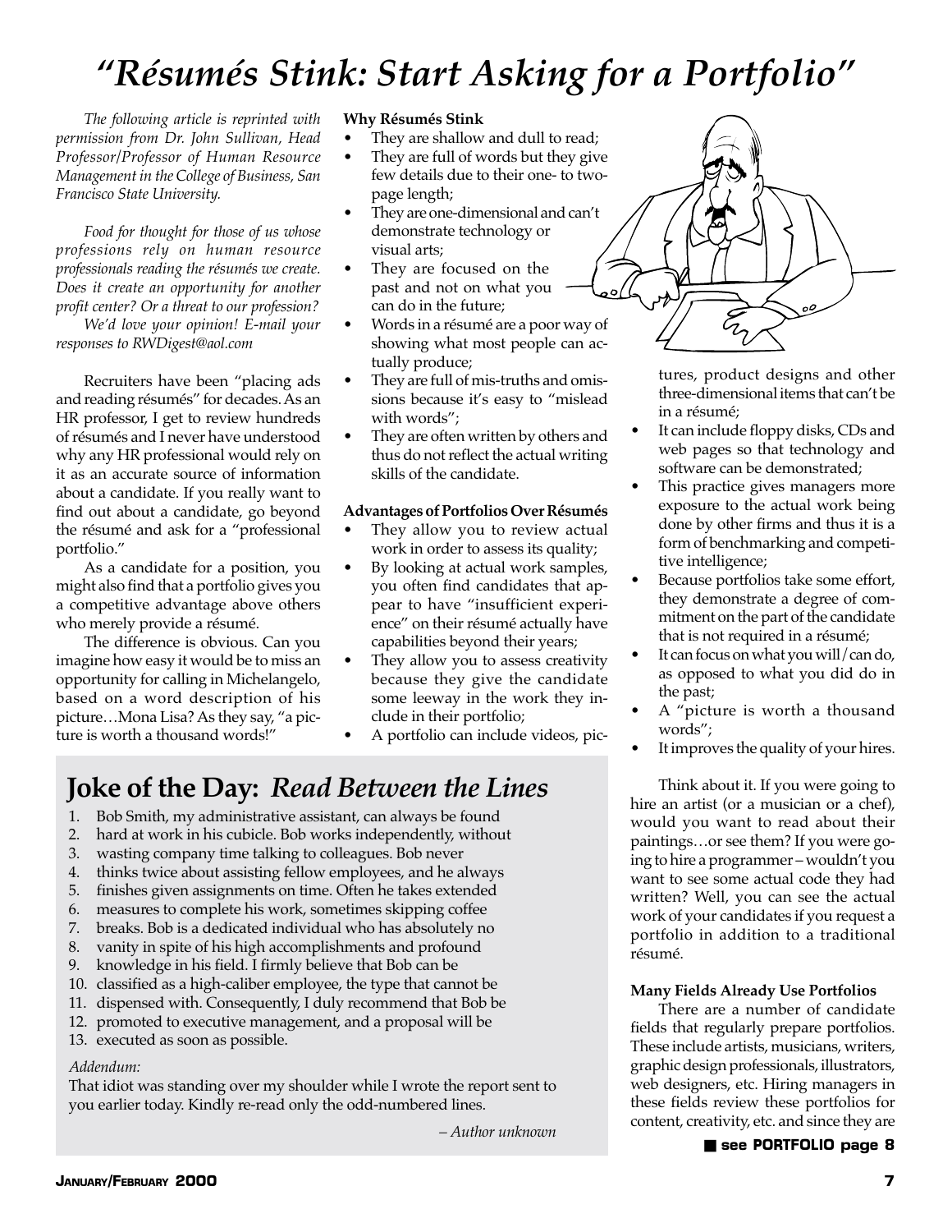# "Résumés Stink: Start Asking for a Portfolio"

*The following article is reprinted with permission from Dr. John Sullivan, Head Professor/Professor of Human Resource Management in the College of Business, San Francisco State University.*

*Food for thought for those of us whose professions rely on human resource professionals reading the résumés we create. Does it create an opportunity for another profit center? Or a threat to our profession?*

*We'd love your opinion! E-mail your responses to RWDigest@aol.com*

Recruiters have been "placing ads and reading résumés" for decades. As an HR professor, I get to review hundreds of résumés and I never have understood why any HR professional would rely on it as an accurate source of information about a candidate. If you really want to find out about a candidate, go beyond the résumé and ask for a "professional portfolio."

As a candidate for a position, you might also find that a portfolio gives you a competitive advantage above others who merely provide a résumé.

The difference is obvious. Can you imagine how easy it would be to miss an opportunity for calling in Michelangelo, based on a word description of his picture…Mona Lisa? As they say, "a picture is worth a thousand words!"

**Why Résumés Stink**

- They are shallow and dull to read;
- They are full of words but they give few details due to their one- to two-page length;
- They are one-dimensional and can't demonstrate technology or visual arts;
- They are focused on the past and not on what you can do in the future;
- Words in a résumé are a poor way of showing what most people can actually produce;
- They are full of mis-truths and omissions because it's easy to "mislead with words";
- They are often written by others and thus do not reflect the actual writing skills of the candidate.

**Advantages of Portfolios Over Résumés**

- They allow you to review actual work in order to assess its quality;
- By looking at actual work samples, you often find candidates that appear to have "insufficient experience" on their résumé actually have capabilities beyond their years;
- They allow you to assess creativity because they give the candidate some leeway in the work they include in their portfolio;
- A portfolio can include videos, pictures, product designs and other three-dimensional items that can't be in a résumé;
- It can include floppy disks, CDs and web pages so that technology and software can be demonstrated;
- This practice gives managers more exposure to the actual work being done by other firms and thus it is a form of benchmarking and competitive intelligence;
- Because portfolios take some effort, they demonstrate a degree of commitment on the part of the candidate that is not required in a résumé;
- It can focus on what you will/can do, as opposed to what you did do in the past;
- A "picture is worth a thousand words";
- It improves the quality of your hires.

Think about it. If you were going to hire an artist (or a musician or a chef), would you want to read about their paintings…or see them? If you were going to hire a programmer – wouldn't you want to see some actual code they had written? Well, you can see the actual work of your candidates if you request a portfolio in addition to a traditional résumé.

**Many Fields Already Use Portfolios**

There are a number of candidate fields that regularly prepare portfolios. These include artists, musicians, writers, graphic design professionals, illustrators, web designers, etc. Hiring managers in these fields review these portfolios for content, creativity, etc. and since they are

**see PORTFOLIO page 8**

## Joke of the Day: *Read Between the Lines*

1. Bob Smith, my administrative assistant, can always be found
2. hard at work in his cubicle. Bob works independently, without
3. wasting company time talking to colleagues. Bob never
4. thinks twice about assisting fellow employees, and he always
5. finishes given assignments on time. Often he takes extended
6. measures to complete his work, sometimes skipping coffee
7. breaks. Bob is a dedicated individual who has absolutely no
8. vanity in spite of his high accomplishments and profound
9. knowledge in his field. I firmly believe that Bob can be
10. classified as a high-caliber employee, the type that cannot be
11. dispensed with. Consequently, I duly recommend that Bob be
12. promoted to executive management, and a proposal will be
13. executed as soon as possible.

*Addendum:*

That idiot was standing over my shoulder while I wrote the report sent to you earlier today. Kindly re-read only the odd-numbered lines.

*– Author unknown*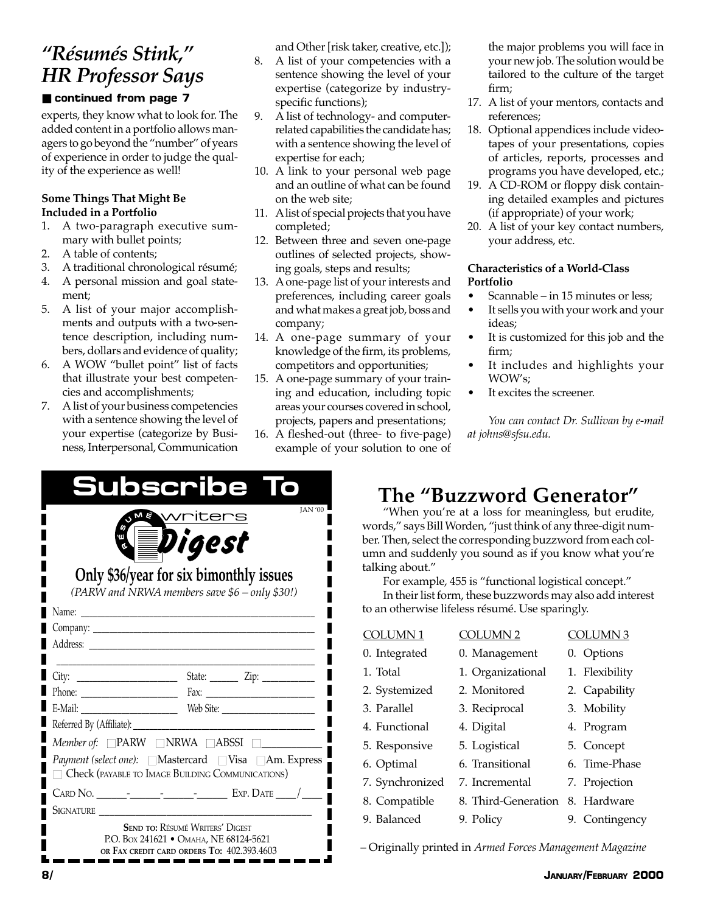## "Résumés Stink," HR Professor Says

■ **continued from page 7**

experts, they know what to look for. The added content in a portfolio allows managers to go beyond the "number" of years of experience in order to judge the quality of the experience as well!

**Some Things That Might Be Included in a Portfolio**

1. A two-paragraph executive summary with bullet points;
2. A table of contents;
3. A traditional chronological résumé;
4. A personal mission and goal statement;
5. A list of your major accomplishments and outputs with a two-sentence description, including numbers, dollars and evidence of quality;
6. A WOW "bullet point" list of facts that illustrate your best competencies and accomplishments;
7. A list of your business competencies with a sentence showing the level of your expertise (categorize by Business, Interpersonal, Communication and Other [risk taker, creative, etc.]);
8. A list of your competencies with a sentence showing the level of your expertise (categorize by industry-specific functions);
9. A list of technology- and computer-related capabilities the candidate has; with a sentence showing the level of expertise for each;
10. A link to your personal web page and an outline of what can be found on the web site;
11. A list of special projects that you have completed;
12. Between three and seven one-page outlines of selected projects, showing goals, steps and results;
13. A one-page list of your interests and preferences, including career goals and what makes a great job, boss and company;
14. A one-page summary of your knowledge of the firm, its problems, competitors and opportunities;
15. A one-page summary of your training and education, including topic areas your courses covered in school, projects, papers and presentations;
16. A fleshed-out (three- to five-page) example of your solution to one of the major problems you will face in your new job. The solution would be tailored to the culture of the target firm;
17. A list of your mentors, contacts and references;
18. Optional appendices include videotapes of your presentations, copies of articles, reports, processes and programs you have developed, etc.;
19. A CD-ROM or floppy disk containing detailed examples and pictures (if appropriate) of your work;
20. A list of your key contact numbers, your address, etc.

**Characteristics of a World-Class Portfolio**

- Scannable – in 15 minutes or less;
- It sells you with your work and your ideas;
- It is customized for this job and the firm;
- It includes and highlights your WOW's;
- It excites the screener.

*You can contact Dr. Sullivan by e-mail at johns@sfsu.edu.*

## Subscribe To

JAN '00

Résumé Writers' Digest

**Only $36/year for six bimonthly issues**

*(PARW and NRWA members save $6 – only $30!)*

Name: ______________________________

Company: ______________________________

Address: ______________________________

______________________________

City: ______________ State: ______ Zip: __________

Phone: ______________ Fax: ______________

E-Mail: ______________ Web Site: ______________

Referred By (Affiliate): ______________________________

*Member of:* ☐ PARW ☐ NRWA ☐ ABSSI ☐ __________

*Payment (select one):* ☐ Mastercard ☐ Visa ☐ Am. Express ☐ Check (PAYABLE TO IMAGE BUILDING COMMUNICATIONS)

CARD NO. _____-_____-_____-_____ EXP. DATE ___/___

SIGNATURE ______________________________

**SEND TO:** RÉSUMÉ WRITERS' DIGEST
P.O. BOX 241621 • OMAHA, NE 68124-5621
**OR FAX CREDIT CARD ORDERS TO:** 402.393.4603

## The "Buzzword Generator"

"When you're at a loss for meaningless, but erudite, words," says Bill Worden, "just think of any three-digit number. Then, select the corresponding buzzword from each column and suddenly you sound as if you know what you're talking about."

For example, 455 is "functional logistical concept."

In their list form, these buzzwords may also add interest to an otherwise lifeless résumé. Use sparingly.

| COLUMN 1 | COLUMN 2 | COLUMN 3 |
|---|---|---|
| 0. Integrated | 0. Management | 0. Options |
| 1. Total | 1. Organizational | 1. Flexibility |
| 2. Systemized | 2. Monitored | 2. Capability |
| 3. Parallel | 3. Reciprocal | 3. Mobility |
| 4. Functional | 4. Digital | 4. Program |
| 5. Responsive | 5. Logistical | 5. Concept |
| 6. Optimal | 6. Transitional | 6. Time-Phase |
| 7. Synchronized | 7. Incremental | 7. Projection |
| 8. Compatible | 8. Third-Generation | 8. Hardware |
| 9. Balanced | 9. Policy | 9. Contingency |

– Originally printed in *Armed Forces Management Magazine*